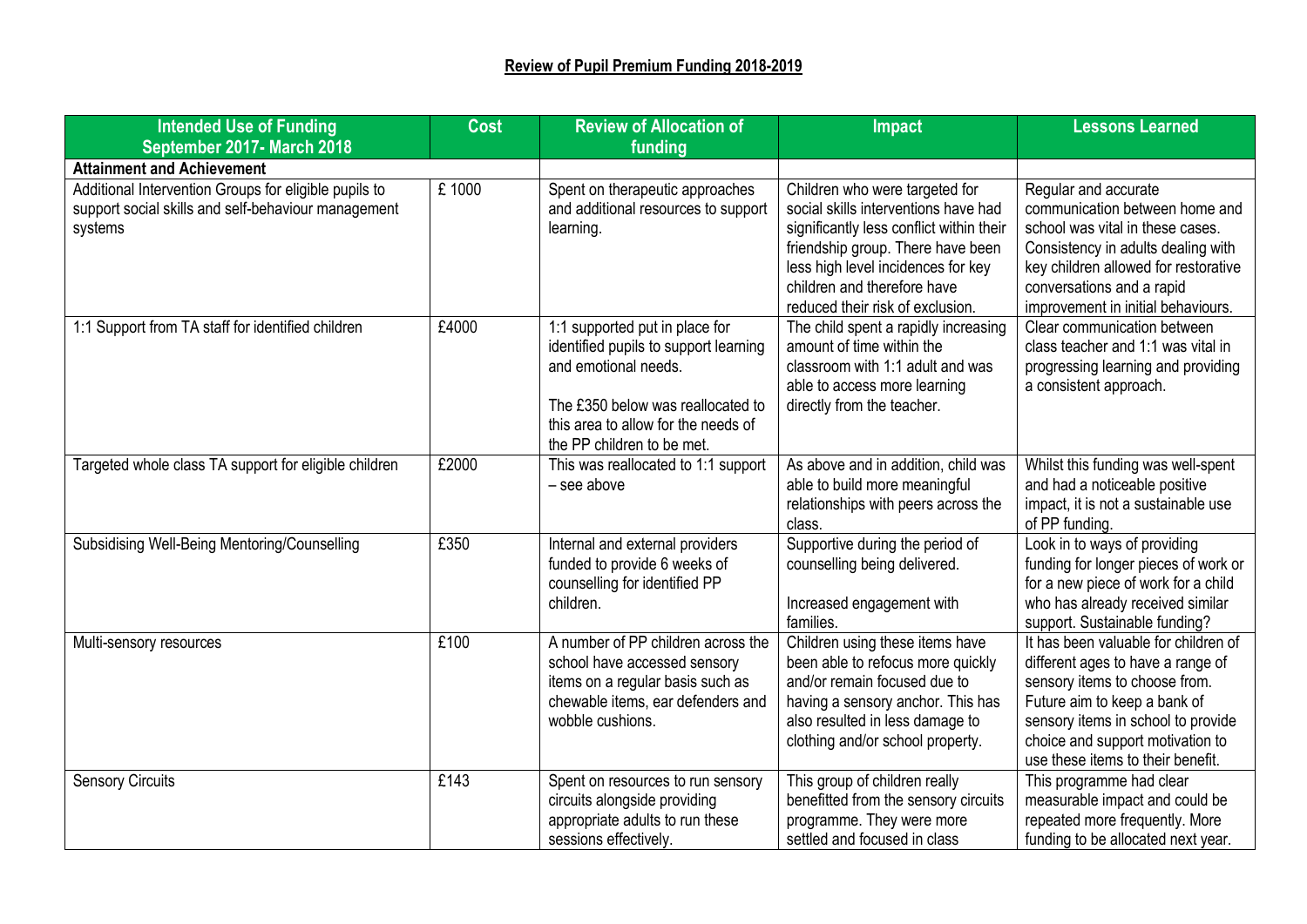**Review of Pupil Premium Funding 2018-2019**

| Intended Use of Funding September 2017- March 2018 | Cost | Review of Allocation of funding | Impact | Lessons Learned |
|---|---|---|---|---|
| **Attainment and Achievement** | | | | |
| Additional Intervention Groups for eligible pupils to support social skills and self-behaviour management systems | £ 1000 | Spent on therapeutic approaches and additional resources to support learning. | Children who were targeted for social skills interventions have had significantly less conflict within their friendship group. There have been less high level incidences for key children and therefore have reduced their risk of exclusion. | Regular and accurate communication between home and school was vital in these cases. Consistency in adults dealing with key children allowed for restorative conversations and a rapid improvement in initial behaviours. |
| 1:1 Support from TA staff for identified children | £4000 | 1:1 supported put in place for identified pupils to support learning and emotional needs.<br><br>The £350 below was reallocated to this area to allow for the needs of the PP children to be met. | The child spent a rapidly increasing amount of time within the classroom with 1:1 adult and was able to access more learning directly from the teacher. | Clear communication between class teacher and 1:1 was vital in progressing learning and providing a consistent approach. |
| Targeted whole class TA support for eligible children | £2000 | This was reallocated to 1:1 support – see above | As above and in addition, child was able to build more meaningful relationships with peers across the class. | Whilst this funding was well-spent and had a noticeable positive impact, it is not a sustainable use of PP funding. |
| Subsidising Well-Being Mentoring/Counselling | £350 | Internal and external providers funded to provide 6 weeks of counselling for identified PP children. | Supportive during the period of counselling being delivered.<br><br>Increased engagement with families. | Look in to ways of providing funding for longer pieces of work or for a new piece of work for a child who has already received similar support. Sustainable funding? |
| Multi-sensory resources | £100 | A number of PP children across the school have accessed sensory items on a regular basis such as chewable items, ear defenders and wobble cushions. | Children using these items have been able to refocus more quickly and/or remain focused due to having a sensory anchor. This has also resulted in less damage to clothing and/or school property. | It has been valuable for children of different ages to have a range of sensory items to choose from. Future aim to keep a bank of sensory items in school to provide choice and support motivation to use these items to their benefit. |
| Sensory Circuits | £143 | Spent on resources to run sensory circuits alongside providing appropriate adults to run these sessions effectively. | This group of children really benefitted from the sensory circuits programme. They were more settled and focused in class | This programme had clear measurable impact and could be repeated more frequently. More funding to be allocated next year. |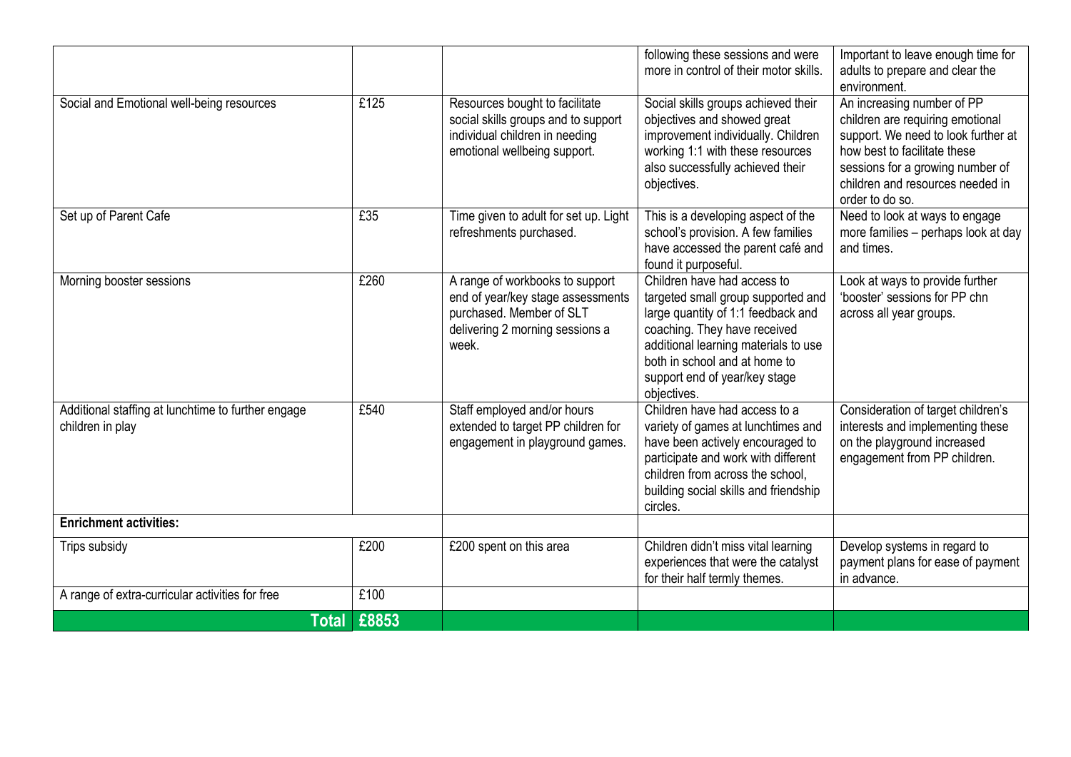| | | | | |
|---|---|---|---|---|
| | | | following these sessions and were more in control of their motor skills. | Important to leave enough time for adults to prepare and clear the environment. |
| Social and Emotional well-being resources | £125 | Resources bought to facilitate social skills groups and to support individual children in needing emotional wellbeing support. | Social skills groups achieved their objectives and showed great improvement individually. Children working 1:1 with these resources also successfully achieved their objectives. | An increasing number of PP children are requiring emotional support. We need to look further at how best to facilitate these sessions for a growing number of children and resources needed in order to do so. |
| Set up of Parent Cafe | £35 | Time given to adult for set up. Light refreshments purchased. | This is a developing aspect of the school's provision. A few families have accessed the parent café and found it purposeful. | Need to look at ways to engage more families – perhaps look at day and times. |
| Morning booster sessions | £260 | A range of workbooks to support end of year/key stage assessments purchased. Member of SLT delivering 2 morning sessions a week. | Children have had access to targeted small group supported and large quantity of 1:1 feedback and coaching. They have received additional learning materials to use both in school and at home to support end of year/key stage objectives. | Look at ways to provide further 'booster' sessions for PP chn across all year groups. |
| Additional staffing at lunchtime to further engage children in play | £540 | Staff employed and/or hours extended to target PP children for engagement in playground games. | Children have had access to a variety of games at lunchtimes and have been actively encouraged to participate and work with different children from across the school, building social skills and friendship circles. | Consideration of target children's interests and implementing these on the playground increased engagement from PP children. |
| **Enrichment activities:** | | | | |
| Trips subsidy | £200 | £200 spent on this area | Children didn't miss vital learning experiences that were the catalyst for their half termly themes. | Develop systems in regard to payment plans for ease of payment in advance. |
| A range of extra-curricular activities for free | £100 | | | |
| **Total** | **£8853** | | | |